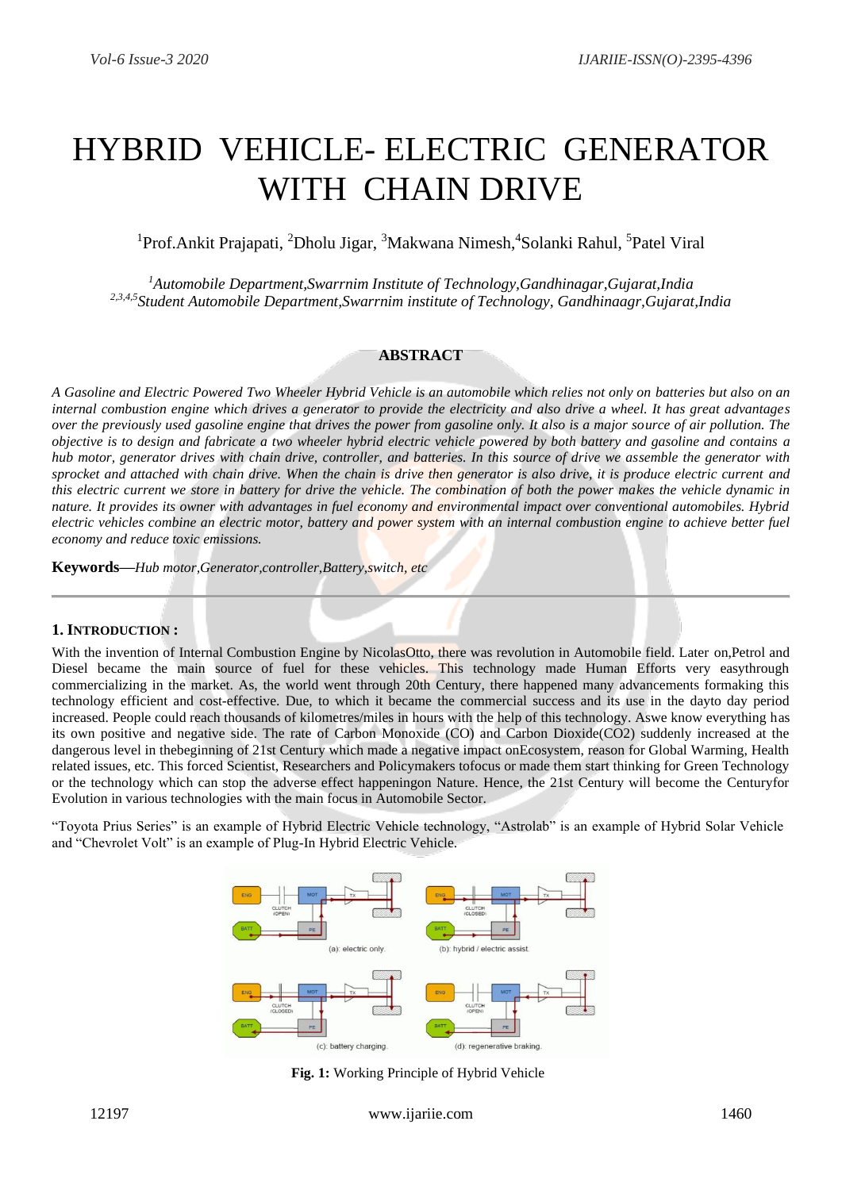// HYBRID VEHICLE- ELECTRIC GENERATOR WITH CHAIN DRIVE

[1]Prof.Ankit Prajapati, [2]Dholu Jigar, [3]Makwana Nimesh,[4]Solanki Rahul, [5]Patel Viral

*[1]Automobile Department,Swarrnim Institute of Technology,Gandhinagar,Gujarat,India*
*[2,3,4,5]Student Automobile Department,Swarrnim institute of Technology, Gandhinaagr,Gujarat,India*

## ABSTRACT

*A Gasoline and Electric Powered Two Wheeler Hybrid Vehicle is an automobile which relies not only on batteries but also on an internal combustion engine which drives a generator to provide the electricity and also drive a wheel. It has great advantages over the previously used gasoline engine that drives the power from gasoline only. It also is a major source of air pollution. The objective is to design and fabricate a two wheeler hybrid electric vehicle powered by both battery and gasoline and contains a hub motor, generator drives with chain drive, controller, and batteries. In this source of drive we assemble the generator with sprocket and attached with chain drive. When the chain is drive then generator is also drive, it is produce electric current and this electric current we store in battery for drive the vehicle. The combination of both the power makes the vehicle dynamic in nature. It provides its owner with advantages in fuel economy and environmental impact over conventional automobiles. Hybrid electric vehicles combine an electric motor, battery and power system with an internal combustion engine to achieve better fuel economy and reduce toxic emissions.*

**Keywords—***Hub motor,Generator,controller,Battery,switch, etc*

## 1. INTRODUCTION :

With the invention of Internal Combustion Engine by NicolasOtto, there was revolution in Automobile field. Later on,Petrol and Diesel became the main source of fuel for these vehicles. This technology made Human Efforts very easythrough commercializing in the market. As, the world went through 20th Century, there happened many advancements formaking this technology efficient and cost-effective. Due, to which it became the commercial success and its use in the dayto day period increased. People could reach thousands of kilometres/miles in hours with the help of this technology. Aswe know everything has its own positive and negative side. The rate of Carbon Monoxide (CO) and Carbon Dioxide($CO_2$) suddenly increased at the dangerous level in thebeginning of 21st Century which made a negative impact onEcosystem, reason for Global Warming, Health related issues, etc. This forced Scientist, Researchers and Policymakers tofocus or made them start thinking for Green Technology or the technology which can stop the adverse effect happeningon Nature. Hence, the 21st Century will become the Centuryfor Evolution in various technologies with the main focus in Automobile Sector.

"Toyota Prius Series" is an example of Hybrid Electric Vehicle technology, "Astrolab" is an example of Hybrid Solar Vehicle and "Chevrolet Volt" is an example of Plug-In Hybrid Electric Vehicle.

**Fig. 1:** Working Principle of Hybrid Vehicle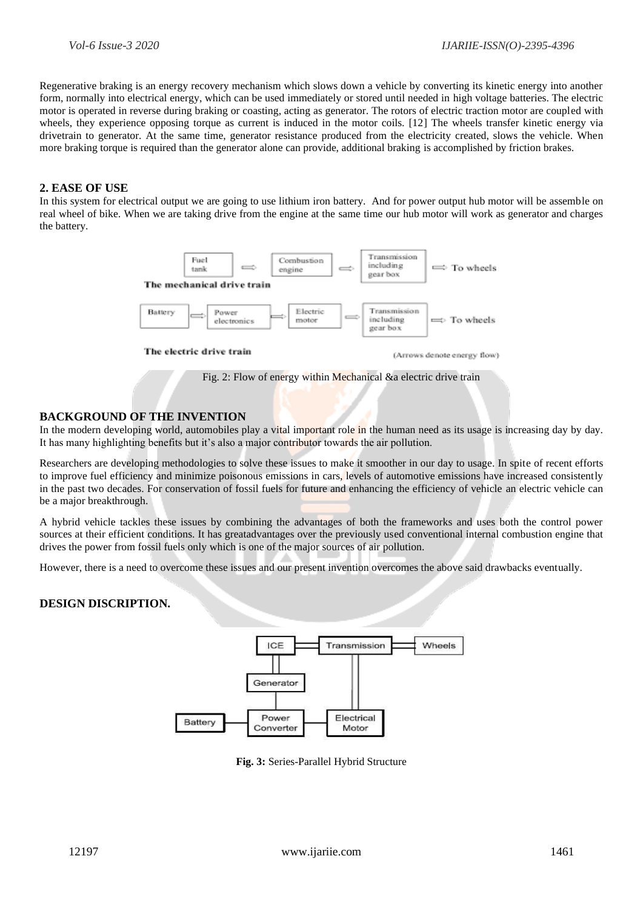Regenerative braking is an energy recovery mechanism which slows down a vehicle by converting its kinetic energy into another form, normally into electrical energy, which can be used immediately or stored until needed in high voltage batteries. The electric motor is operated in reverse during braking or coasting, acting as generator. The rotors of electric traction motor are coupled with wheels, they experience opposing torque as current is induced in the motor coils. [12] The wheels transfer kinetic energy via drivetrain to generator. At the same time, generator resistance produced from the electricity created, slows the vehicle. When more braking torque is required than the generator alone can provide, additional braking is accomplished by friction brakes.

## 2. EASE OF USE

In this system for electrical output we are going to use lithium iron battery. And for power output hub motor will be assemble on real wheel of bike. When we are taking drive from the engine at the same time our hub motor will work as generator and charges the battery.

Fig. 2: Flow of energy within Mechanical &a electric drive train

## BACKGROUND OF THE INVENTION

In the modern developing world, automobiles play a vital important role in the human need as its usage is increasing day by day. It has many highlighting benefits but it's also a major contributor towards the air pollution.

Researchers are developing methodologies to solve these issues to make it smoother in our day to usage. In spite of recent efforts to improve fuel efficiency and minimize poisonous emissions in cars, levels of automotive emissions have increased consistently in the past two decades. For conservation of fossil fuels for future and enhancing the efficiency of vehicle an electric vehicle can be a major breakthrough.

A hybrid vehicle tackles these issues by combining the advantages of both the frameworks and uses both the control power sources at their efficient conditions. It has greatadvantages over the previously used conventional internal combustion engine that drives the power from fossil fuels only which is one of the major sources of air pollution.

However, there is a need to overcome these issues and our present invention overcomes the above said drawbacks eventually.

## DESIGN DISCRIPTION.

**Fig. 3:** Series-Parallel Hybrid Structure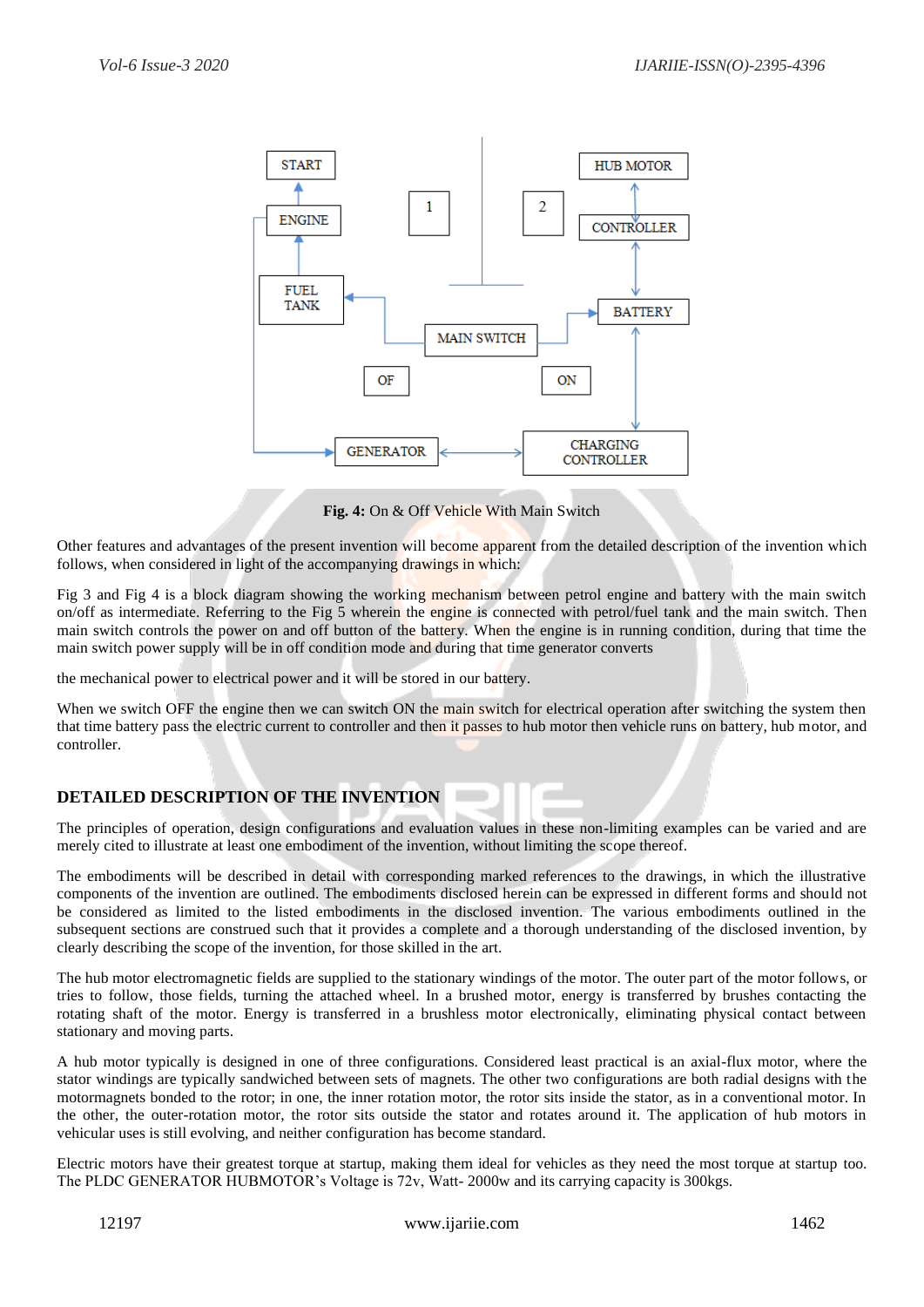**Fig. 4:** On & Off Vehicle With Main Switch

Other features and advantages of the present invention will become apparent from the detailed description of the invention which follows, when considered in light of the accompanying drawings in which:

Fig 3 and Fig 4 is a block diagram showing the working mechanism between petrol engine and battery with the main switch on/off as intermediate. Referring to the Fig 5 wherein the engine is connected with petrol/fuel tank and the main switch. Then main switch controls the power on and off button of the battery. When the engine is in running condition, during that time the main switch power supply will be in off condition mode and during that time generator converts

the mechanical power to electrical power and it will be stored in our battery.

When we switch OFF the engine then we can switch ON the main switch for electrical operation after switching the system then that time battery pass the electric current to controller and then it passes to hub motor then vehicle runs on battery, hub motor, and controller.

## DETAILED DESCRIPTION OF THE INVENTION

The principles of operation, design configurations and evaluation values in these non-limiting examples can be varied and are merely cited to illustrate at least one embodiment of the invention, without limiting the scope thereof.

The embodiments will be described in detail with corresponding marked references to the drawings, in which the illustrative components of the invention are outlined. The embodiments disclosed herein can be expressed in different forms and should not be considered as limited to the listed embodiments in the disclosed invention. The various embodiments outlined in the subsequent sections are construed such that it provides a complete and a thorough understanding of the disclosed invention, by clearly describing the scope of the invention, for those skilled in the art.

The hub motor electromagnetic fields are supplied to the stationary windings of the motor. The outer part of the motor follows, or tries to follow, those fields, turning the attached wheel. In a brushed motor, energy is transferred by brushes contacting the rotating shaft of the motor. Energy is transferred in a brushless motor electronically, eliminating physical contact between stationary and moving parts.

A hub motor typically is designed in one of three configurations. Considered least practical is an axial-flux motor, where the stator windings are typically sandwiched between sets of magnets. The other two configurations are both radial designs with the motormagnets bonded to the rotor; in one, the inner rotation motor, the rotor sits inside the stator, as in a conventional motor. In the other, the outer-rotation motor, the rotor sits outside the stator and rotates around it. The application of hub motors in vehicular uses is still evolving, and neither configuration has become standard.

Electric motors have their greatest torque at startup, making them ideal for vehicles as they need the most torque at startup too. The PLDC GENERATOR HUBMOTOR's Voltage is 72v, Watt- 2000w and its carrying capacity is 300kgs.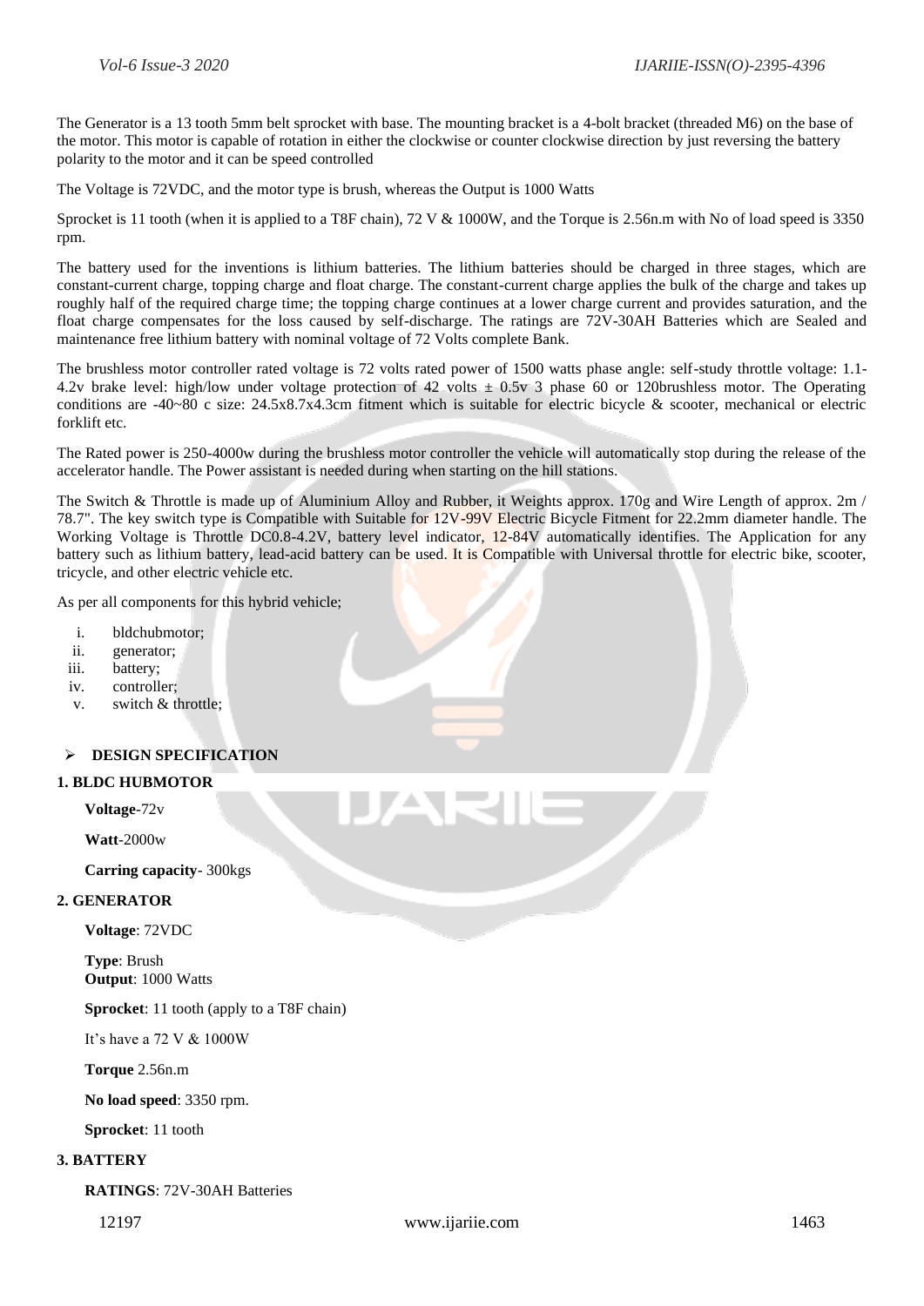The Generator is a 13 tooth 5mm belt sprocket with base. The mounting bracket is a 4-bolt bracket (threaded M6) on the base of the motor. This motor is capable of rotation in either the clockwise or counter clockwise direction by just reversing the battery polarity to the motor and it can be speed controlled

The Voltage is 72VDC, and the motor type is brush, whereas the Output is 1000 Watts

Sprocket is 11 tooth (when it is applied to a T8F chain), 72 V & 1000W, and the Torque is 2.56n.m with No of load speed is 3350 rpm.

The battery used for the inventions is lithium batteries. The lithium batteries should be charged in three stages, which are constant-current charge, topping charge and float charge. The constant-current charge applies the bulk of the charge and takes up roughly half of the required charge time; the topping charge continues at a lower charge current and provides saturation, and the float charge compensates for the loss caused by self-discharge. The ratings are 72V-30AH Batteries which are Sealed and maintenance free lithium battery with nominal voltage of 72 Volts complete Bank.

The brushless motor controller rated voltage is 72 volts rated power of 1500 watts phase angle: self-study throttle voltage: 1.1-4.2v brake level: high/low under voltage protection of 42 volts ± 0.5v 3 phase 60 or 120brushless motor. The Operating conditions are -40~80 c size: 24.5x8.7x4.3cm fitment which is suitable for electric bicycle & scooter, mechanical or electric forklift etc.

The Rated power is 250-4000w during the brushless motor controller the vehicle will automatically stop during the release of the accelerator handle. The Power assistant is needed during when starting on the hill stations.

The Switch & Throttle is made up of Aluminium Alloy and Rubber, it Weights approx. 170g and Wire Length of approx. 2m / 78.7". The key switch type is Compatible with Suitable for 12V-99V Electric Bicycle Fitment for 22.2mm diameter handle. The Working Voltage is Throttle DC0.8-4.2V, battery level indicator, 12-84V automatically identifies. The Application for any battery such as lithium battery, lead-acid battery can be used. It is Compatible with Universal throttle for electric bike, scooter, tricycle, and other electric vehicle etc.

As per all components for this hybrid vehicle;

1. bldchubmotor;
2. generator;
3. battery;
4. controller;
5. switch & throttle;

## DESIGN SPECIFICATION

### 1. BLDC HUBMOTOR

**Voltage**-72v

**Watt**-2000w

**Carring capacity**- 300kgs

### 2. GENERATOR

**Voltage**: 72VDC

**Type**: Brush
**Output**: 1000 Watts

**Sprocket**: 11 tooth (apply to a T8F chain)

It's have a 72 V & 1000W

**Torque** 2.56n.m

**No load speed**: 3350 rpm.

**Sprocket**: 11 tooth

### 3. BATTERY

**RATINGS**: 72V-30AH Batteries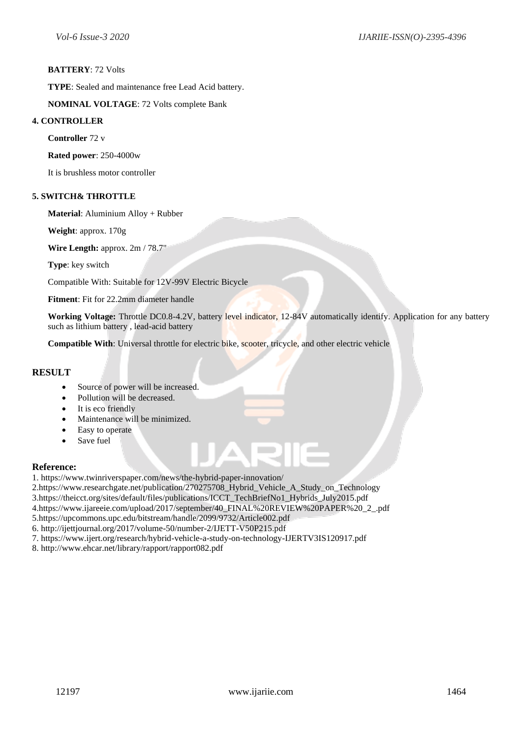**BATTERY**: 72 Volts

**TYPE**: Sealed and maintenance free Lead Acid battery.

**NOMINAL VOLTAGE**: 72 Volts complete Bank

### 4. CONTROLLER

**Controller** 72 v

**Rated power**: 250-4000w

It is brushless motor controller

### 5. SWITCH& THROTTLE

**Material**: Aluminium Alloy + Rubber

**Weight**: approx. 170g

**Wire Length:** approx. 2m / 78.7"

**Type**: key switch

Compatible With: Suitable for 12V-99V Electric Bicycle

**Fitment**: Fit for 22.2mm diameter handle

**Working Voltage:** Throttle DC0.8-4.2V, battery level indicator, 12-84V automatically identify. Application for any battery such as lithium battery , lead-acid battery

**Compatible With**: Universal throttle for electric bike, scooter, tricycle, and other electric vehicle

## RESULT

- Source of power will be increased.
- Pollution will be decreased.
- It is eco friendly
- Maintenance will be minimized.
- Easy to operate
- Save fuel

## Reference:

1. https://www.twinriverspaper.com/news/the-hybrid-paper-innovation/
2. https://www.researchgate.net/publication/270275708_Hybrid_Vehicle_A_Study_on_Technology
3. https://theicct.org/sites/default/files/publications/ICCT_TechBriefNo1_Hybrids_July2015.pdf
4. https://www.ijareeie.com/upload/2017/september/40_FINAL%20REVIEW%20PAPER%20_2_.pdf
5. https://upcommons.upc.edu/bitstream/handle/2099/9732/Article002.pdf
6. http://ijettjournal.org/2017/volume-50/number-2/IJETT-V50P215.pdf
7. https://www.ijert.org/research/hybrid-vehicle-a-study-on-technology-IJERTV3IS120917.pdf
8. http://www.ehcar.net/library/rapport/rapport082.pdf